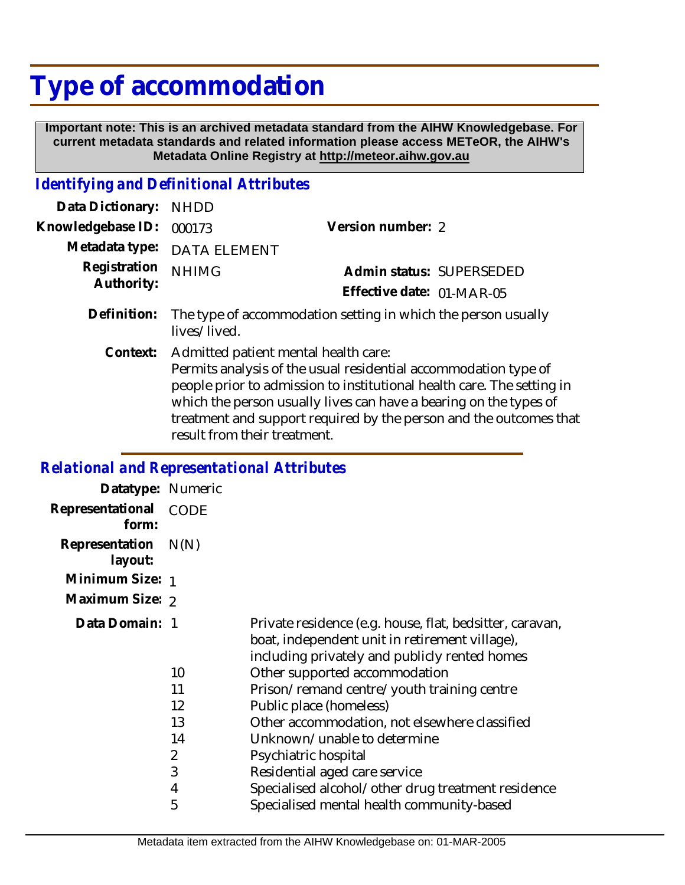# Type of accommodation

**Important note: This is an archived metadata standard from the AIHW Knowledgebase. For current metadata standards and related information please access METeOR, the AIHW's Metadata Online Registry at http://meteor.aihw.gov.au**

## *Identifying and Definitional Attributes*

**Data Dictionary:** NHDD

**Knowledgebase ID:** 000173

**Version number:** 2

**Metadata type:** DATA ELEMENT

**Registration Authority:** NHIMG

**Admin status:** SUPERSEDED

**Effective date:** 01-MAR-05

**Definition:** The type of accommodation setting in which the person usually lives/lived.

**Context:** Admitted patient mental health care:
Permits analysis of the usual residential accommodation type of people prior to admission to institutional health care. The setting in which the person usually lives can have a bearing on the types of treatment and support required by the person and the outcomes that result from their treatment.

## *Relational and Representational Attributes*

**Datatype:** Numeric

**Representational form:** CODE

**Representation layout:** N(N)

**Minimum Size:** 1

**Maximum Size:** 2

**Data Domain:**

| Code | Description |
|---|---|
| 1 | Private residence (e.g. house, flat, bedsitter, caravan, boat, independent unit in retirement village), including privately and publicly rented homes |
| 10 | Other supported accommodation |
| 11 | Prison/remand centre/youth training centre |
| 12 | Public place (homeless) |
| 13 | Other accommodation, not elsewhere classified |
| 14 | Unknown/unable to determine |
| 2 | Psychiatric hospital |
| 3 | Residential aged care service |
| 4 | Specialised alcohol/other drug treatment residence |
| 5 | Specialised mental health community-based |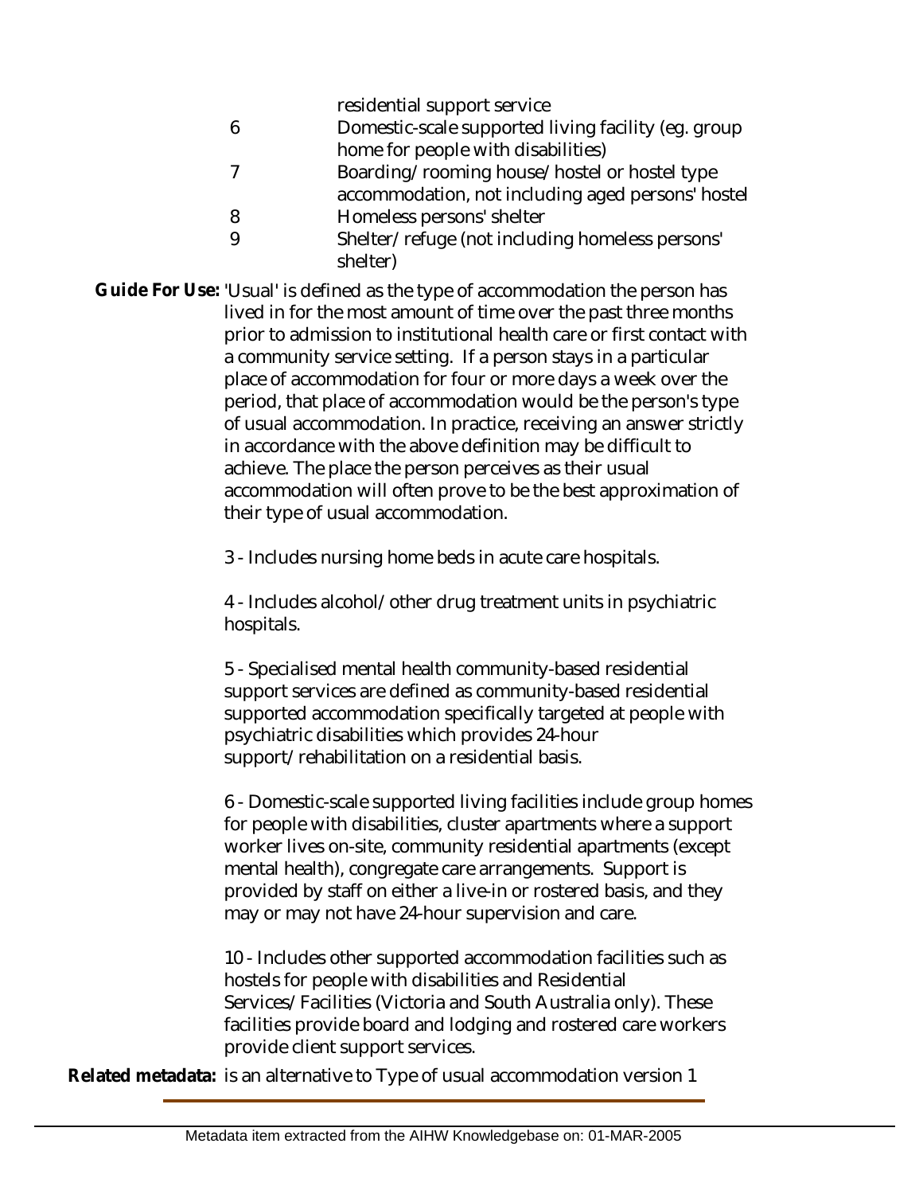| | |
|---|---|
| | residential support service |
| 6 | Domestic-scale supported living facility (eg. group home for people with disabilities) |
| 7 | Boarding/rooming house/hostel or hostel type accommodation, not including aged persons' hostel |
| 8 | Homeless persons' shelter |
| 9 | Shelter/refuge (not including homeless persons' shelter) |

**Guide For Use:** 'Usual' is defined as the type of accommodation the person has lived in for the most amount of time over the past three months prior to admission to institutional health care or first contact with a community service setting. If a person stays in a particular place of accommodation for four or more days a week over the period, that place of accommodation would be the person's type of usual accommodation. In practice, receiving an answer strictly in accordance with the above definition may be difficult to achieve. The place the person perceives as their usual accommodation will often prove to be the best approximation of their type of usual accommodation.

3 - Includes nursing home beds in acute care hospitals.

4 - Includes alcohol/other drug treatment units in psychiatric hospitals.

5 - Specialised mental health community-based residential support services are defined as community-based residential supported accommodation specifically targeted at people with psychiatric disabilities which provides 24-hour support/rehabilitation on a residential basis.

6 - Domestic-scale supported living facilities include group homes for people with disabilities, cluster apartments where a support worker lives on-site, community residential apartments (except mental health), congregate care arrangements. Support is provided by staff on either a live-in or rostered basis, and they may or may not have 24-hour supervision and care.

10 - Includes other supported accommodation facilities such as hostels for people with disabilities and Residential Services/Facilities (Victoria and South Australia only). These facilities provide board and lodging and rostered care workers provide client support services.

**Related metadata:** is an alternative to Type of usual accommodation version 1

Metadata item extracted from the AIHW Knowledgebase on: 01-MAR-2005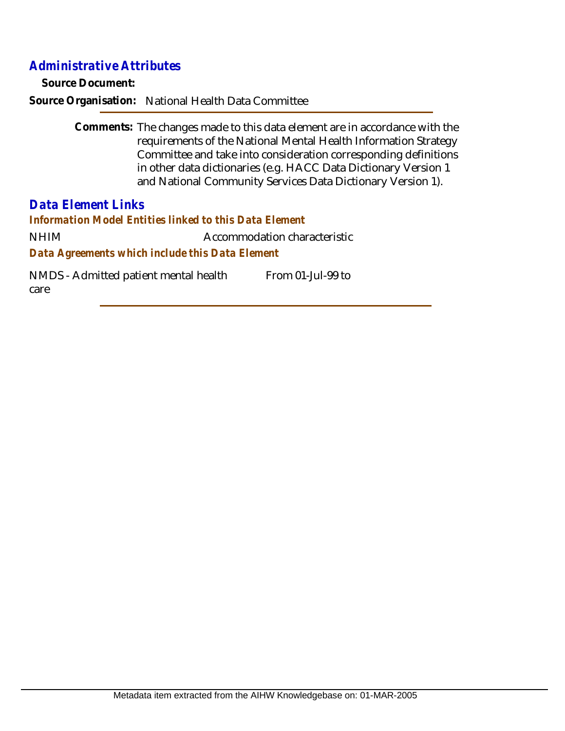## Administrative Attributes

**Source Document:**

**Source Organisation:** National Health Data Committee

**Comments:** The changes made to this data element are in accordance with the requirements of the National Mental Health Information Strategy Committee and take into consideration corresponding definitions in other data dictionaries (e.g. HACC Data Dictionary Version 1 and National Community Services Data Dictionary Version 1).

## Data Element Links

### *Information Model Entities linked to this Data Element*

| | |
|---|---|
| NHIM | Accommodation characteristic |

### *Data Agreements which include this Data Element*

| | |
|---|---|
| NMDS - Admitted patient mental health care | From 01-Jul-99 to |

Metadata item extracted from the AIHW Knowledgebase on: 01-MAR-2005